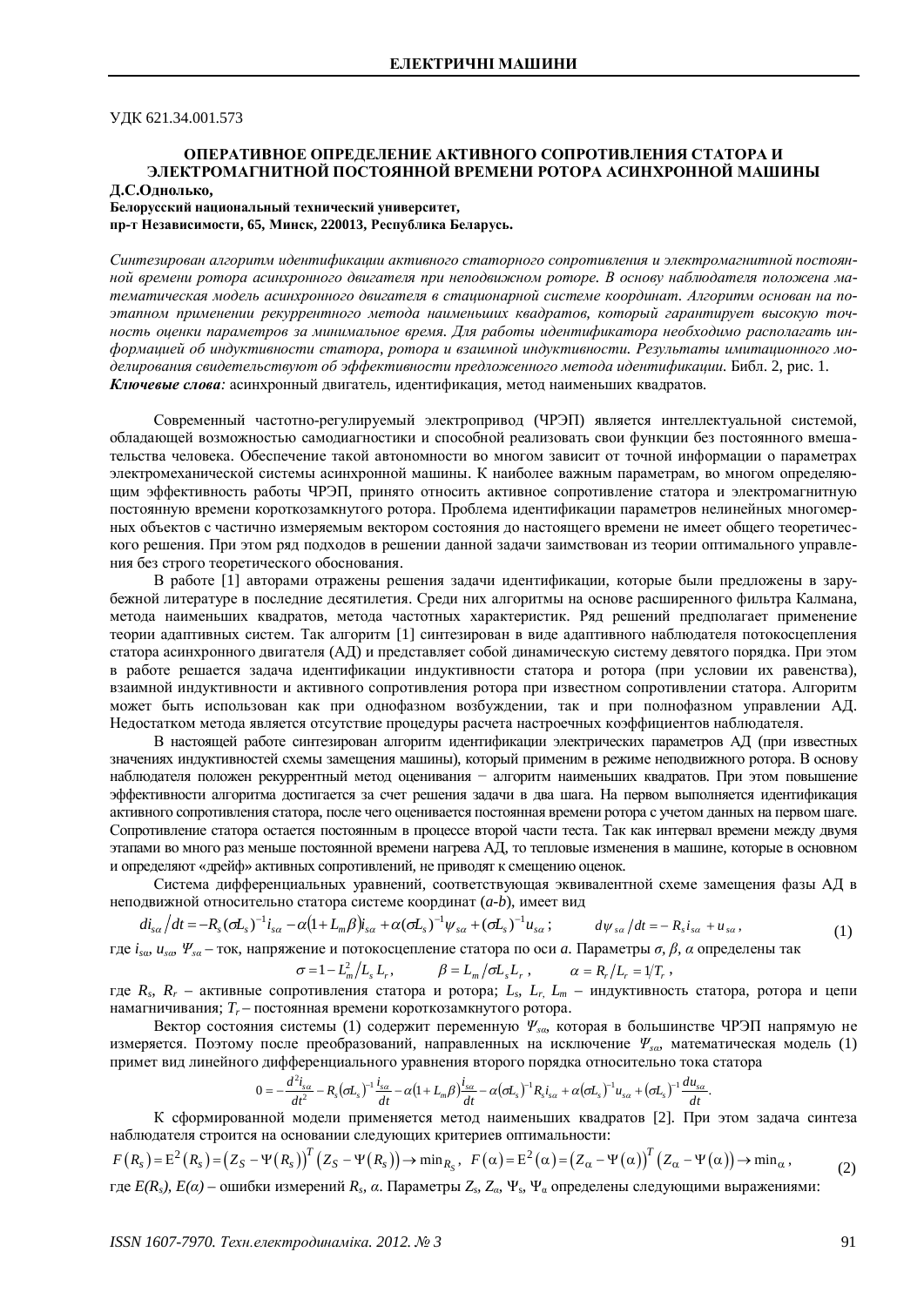УДК 621.34.001.573

# ОПЕРАТИВНОЕ ОПРЕДЕЛЕНИЕ АКТИВНОГО СОПРОТИВЛЕНИЯ СТАТОРА И ЭЛЕКТРОМАГНИТНОЙ ПОСТОЯННОЙ ВРЕМЕНИ РОТОРА АСИНХРОННОЙ МАШИНЫ

**Д.С.Однолько,**
**Белорусский национальный технический университет,**
**пр-т Независимости, 65, Минск, 220013, Республика Беларусь.**

*Синтезирован алгоритм идентификации активного статорного сопротивления и электромагнитной постоянной времени ротора асинхронного двигателя при неподвижном роторе. В основу наблюдателя положена математическая модель асинхронного двигателя в стационарной системе координат. Алгоритм основан на поэтапном применении рекуррентного метода наименьших квадратов, который гарантирует высокую точность оценки параметров за минимальное время. Для работы идентификатора необходимо располагать информацией об индуктивности статора, ротора и взаимной индуктивности. Результаты имитационного моделирования свидетельствуют об эффективности предложенного метода идентификации.* Библ. 2, рис. 1.
***Ключевые слова:*** асинхронный двигатель, идентификация, метод наименьших квадратов.

Современный частотно-регулируемый электропривод (ЧРЭП) является интеллектуальной системой, обладающей возможностью самодиагностики и способной реализовать свои функции без постоянного вмешательства человека. Обеспечение такой автономности во многом зависит от точной информации о параметрах электромеханической системы асинхронной машины. К наиболее важным параметрам, во многом определяющим эффективность работы ЧРЭП, принято относить активное сопротивление статора и электромагнитную постоянную времени короткозамкнутого ротора. Проблема идентификации параметров нелинейных многомерных объектов с частично измеряемым вектором состояния до настоящего времени не имеет общего теоретического решения. При этом ряд подходов в решении данной задачи заимствован из теории оптимального управления без строго теоретического обоснования.

В работе [1] авторами отражены решения задачи идентификации, которые были предложены в зарубежной литературе в последние десятилетия. Среди них алгоритмы на основе расширенного фильтра Калмана, метода наименьших квадратов, метода частотных характеристик. Ряд решений предполагает применение теории адаптивных систем. Так алгоритм [1] синтезирован в виде адаптивного наблюдателя потокосцепления статора асинхронного двигателя (АД) и представляет собой динамическую систему девятого порядка. При этом в работе решается задача идентификации индуктивности статора и ротора (при условии их равенства), взаимной индуктивности и активного сопротивления ротора при известном сопротивлении статора. Алгоритм может быть использован как при однофазном возбуждении, так и при полнофазном управлении АД. Недостатком метода является отсутствие процедуры расчета настроечных коэффициентов наблюдателя.

В настоящей работе синтезирован алгоритм идентификации электрических параметров АД (при известных значениях индуктивностей схемы замещения машины), который применим в режиме неподвижного ротора. В основу наблюдателя положен рекуррентный метод оценивания − алгоритм наименьших квадратов. При этом повышение эффективности алгоритма достигается за счет решения задачи в два шага. На первом выполняется идентификация активного сопротивления статора, после чего оценивается постоянная времени ротора с учетом данных на первом шаге. Сопротивление статора остается постоянным в процессе второй части теста. Так как интервал времени между двумя этапами во много раз меньше постоянной времени нагрева АД, то тепловые изменения в машине, которые в основном и определяют «дрейф» активных сопротивлений, не приводят к смещению оценок.

Система дифференциальных уравнений, соответствующая эквивалентной схеме замещения фазы АД в неподвижной относительно статора системе координат (*a-b*), имеет вид

$$di_{s\alpha}/dt = -R_s(\sigma L_s)^{-1} i_{s\alpha} - \alpha(1 + L_m\beta) i_{s\alpha} + \alpha(\sigma L_s)^{-1}\psi_{s\alpha} + (\sigma L_s)^{-1} u_{s\alpha}; \qquad d\psi_{s\alpha}/dt = -R_s i_{s\alpha} + u_{s\alpha}, \tag{1}$$

где $i_{s\alpha}$, $u_{s\alpha}$, $\Psi_{s\alpha}$ – ток, напряжение и потокосцепление статора по оси *a*. Параметры $\sigma$, $\beta$, $\alpha$ определены так

$$\sigma = 1 - L_m^2/L_s L_r, \qquad \beta = L_m/\sigma L_s L_r, \qquad \alpha = R_r/L_r = 1/T_r,$$

где $R_s$, $R_r$ – активные сопротивления статора и ротора; $L_s$, $L_r$, $L_m$ – индуктивность статора, ротора и цепи намагничивания; $T_r$ – постоянная времени короткозамкнутого ротора.

Вектор состояния системы (1) содержит переменную $\Psi_{s\alpha}$, которая в большинстве ЧРЭП напрямую не измеряется. Поэтому после преобразований, направленных на исключение $\Psi_{s\alpha}$, математическая модель (1) примет вид линейного дифференциального уравнения второго порядка относительно тока статора

$$0 = -\frac{d^2 i_{s\alpha}}{dt^2} - R_s(\sigma L_s)^{-1}\frac{i_{s\alpha}}{dt} - \alpha(1 + L_m\beta)\frac{i_{s\alpha}}{dt} - \alpha(\sigma L_s)^{-1} R_s i_{s\alpha} + \alpha(\sigma L_s)^{-1} u_{s\alpha} + (\sigma L_s)^{-1}\frac{du_{s\alpha}}{dt}.$$

К сформированной модели применяется метод наименьших квадратов [2]. При этом задача синтеза наблюдателя строится на основании следующих критериев оптимальности:

$$F(R_s) = \mathrm{E}^2(R_s) = (Z_S - \Psi(R_s))^T (Z_S - \Psi(R_s)) \to \min_{R_S}, \quad F(\alpha) = \mathrm{E}^2(\alpha) = (Z_\alpha - \Psi(\alpha))^T (Z_\alpha - \Psi(\alpha)) \to \min_\alpha, \tag{2}$$

где $E(R_s)$, $E(\alpha)$ – ошибки измерений $R_s$, $\alpha$. Параметры $Z_s$, $Z_\alpha$, $\Psi_s$, $\Psi_\alpha$ определены следующими выражениями: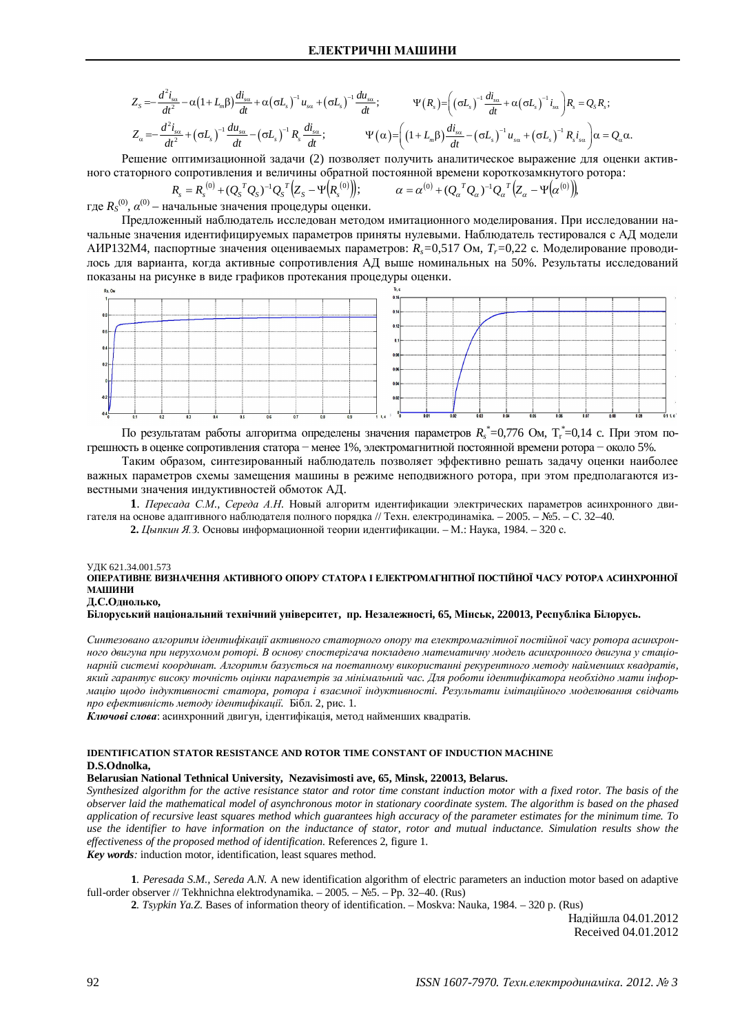$$Z_S = -\frac{d^2 i_{s\alpha}}{dt^2} - \alpha\left(1 + L_m\beta\right)\frac{di_{s\alpha}}{dt} + \alpha\left(\sigma L_s\right)^{-1} u_{s\alpha} + \left(\sigma L_s\right)^{-1}\frac{du_{s\alpha}}{dt}; \qquad \Psi\left(R_s\right) = \left(\left(\sigma L_s\right)^{-1}\frac{di_{s\alpha}}{dt} + \alpha\left(\sigma L_s\right)^{-1} i_{s\alpha}\right) R_s = Q_S R_s;$$

$$Z_\alpha = -\frac{d^2 i_{s\alpha}}{dt^2} + \left(\sigma L_s\right)^{-1}\frac{du_{s\alpha}}{dt} - \left(\sigma L_s\right)^{-1} R_s \frac{di_{s\alpha}}{dt}; \qquad \Psi\left(\alpha\right) = \left(\left(1 + L_m\beta\right)\frac{di_{s\alpha}}{dt} - \left(\sigma L_s\right)^{-1} u_{s\alpha} + \left(\sigma L_s\right)^{-1} R_s i_{s\alpha}\right)\alpha = Q_\alpha \alpha.$$

Решение оптимизационной задачи (2) позволяет получить аналитическое выражение для оценки активного статорного сопротивления и величины обратной постоянной времени короткозамкнутого ротора:

$$R_s = R_s^{(0)} + (Q_S^T Q_S)^{-1} Q_S^T \left(Z_S - \Psi\left(R_s^{(0)}\right)\right); \qquad \alpha = \alpha^{(0)} + (Q_\alpha^T Q_\alpha)^{-1} Q_\alpha^T \left(Z_\alpha - \Psi\left(\alpha^{(0)}\right)\right),$$

где $R_S^{(0)}$, $\alpha^{(0)}$ – начальные значения процедуры оценки.

Предложенный наблюдатель исследован методом имитационного моделирования. При исследовании начальные значения идентифицируемых параметров приняты нулевыми. Наблюдатель тестировался с АД модели АИР132М4, паспортные значения оцениваемых параметров: $R_s$=0,517 Ом, $T_r$=0,22 с. Моделирование проводилось для варианта, когда активные сопротивления АД выше номинальных на 50%. Результаты исследований показаны на рисунке в виде графиков протекания процедуры оценки.

Rs, Ом

t, c

Tr, c

t, c

По результатам работы алгоритма определены значения параметров $R_s^*$=0,776 Ом, $T_r^*$=0,14 с. При этом погрешность в оценке сопротивления статора − менее 1%, электромагнитной постоянной времени ротора − около 5%.

Таким образом, синтезированный наблюдатель позволяет эффективно решать задачу оценки наиболее важных параметров схемы замещения машины в режиме неподвижного ротора, при этом предполагаются известными значения индуктивностей обмоток АД.

**1**. *Пересада С.М., Середа А.Н.* Новый алгоритм идентификации электрических параметров асинхронного двигателя на основе адаптивного наблюдателя полного порядка // Техн. електродинаміка. – 2005. – №5. – С. 32–40.

**2.** *Цыпкин Я.З.* Основы информационной теории идентификации. – М.: Наука, 1984. – 320 с.

УДК 621.34.001.573

**ОПЕРАТИВНЕ ВИЗНАЧЕННЯ АКТИВНОГО ОПОРУ СТАТОРА І ЕЛЕКТРОМАГНІТНОЇ ПОСТІЙНОЇ ЧАСУ РОТОРА АСИНХРОННОЇ МАШИНИ**

**Д.С.Однолько,**

**Білоруський національний технічний університет, пр. Незалежності, 65, Мінськ, 220013, Республіка Білорусь.**

*Синтезовано алгоритм ідентифікації активного статорного опору та електромагнітної постійної часу ротора асинхронного двигуна при нерухомом роторі. В основу спостерігача покладено математичну модель асинхронного двигуна у стаціонарній системі координат. Алгоритм базується на поетапному використанні рекурентного методу найменших квадратів, який гарантує високу точність оцінки параметрів за мінімальний час. Для роботи ідентифікатора необхідно мати інформацію щодо індуктивностей статора, ротора і взаємної індуктивності. Результати імітаційного моделювання свідчать про ефективність методу ідентифікації.* Бібл. 2, рис. 1.

***Ключові слова***: асинхронний двигун, ідентифікація, метод найменших квадратів.

**IDENTIFICATION STATOR RESISTANCE AND ROTOR TIME CONSTANT OF INDUCTION MACHINE**

**D.S.Odnolka,**

**Belarusian National Tethnical University, Nezavisimosti ave, 65, Minsk, 220013, Belarus.**

*Synthesized algorithm for the active resistance stator and rotor time constant induction motor with a fixed rotor. The basis of the observer laid the mathematical model of asynchronous motor in stationary coordinate system. The algorithm is based on the phased application of recursive least squares method which guarantees high accuracy of the parameter estimates for the minimum time. To use the identifier to have information on the inductance of stator, rotor and mutual inductance. Simulation results show the effectiveness of the proposed method of identification.* References 2, figure 1.

***Key words****:* induction motor, identification, least squares method.

**1**. *Peresada S.M., Sereda A.N.* A new identification algorithm of electric parameters an induction motor based on adaptive full-order observer // Tekhnichna elektrodynamika. – 2005. – №5. – Pp. 32–40. (Rus)

**2**. *Tsypkin Ya.Z.* Bases of information theory of identification. – Moskva: Nauka, 1984. – 320 p. (Rus)

Надійшла 04.01.2012
Received 04.01.2012